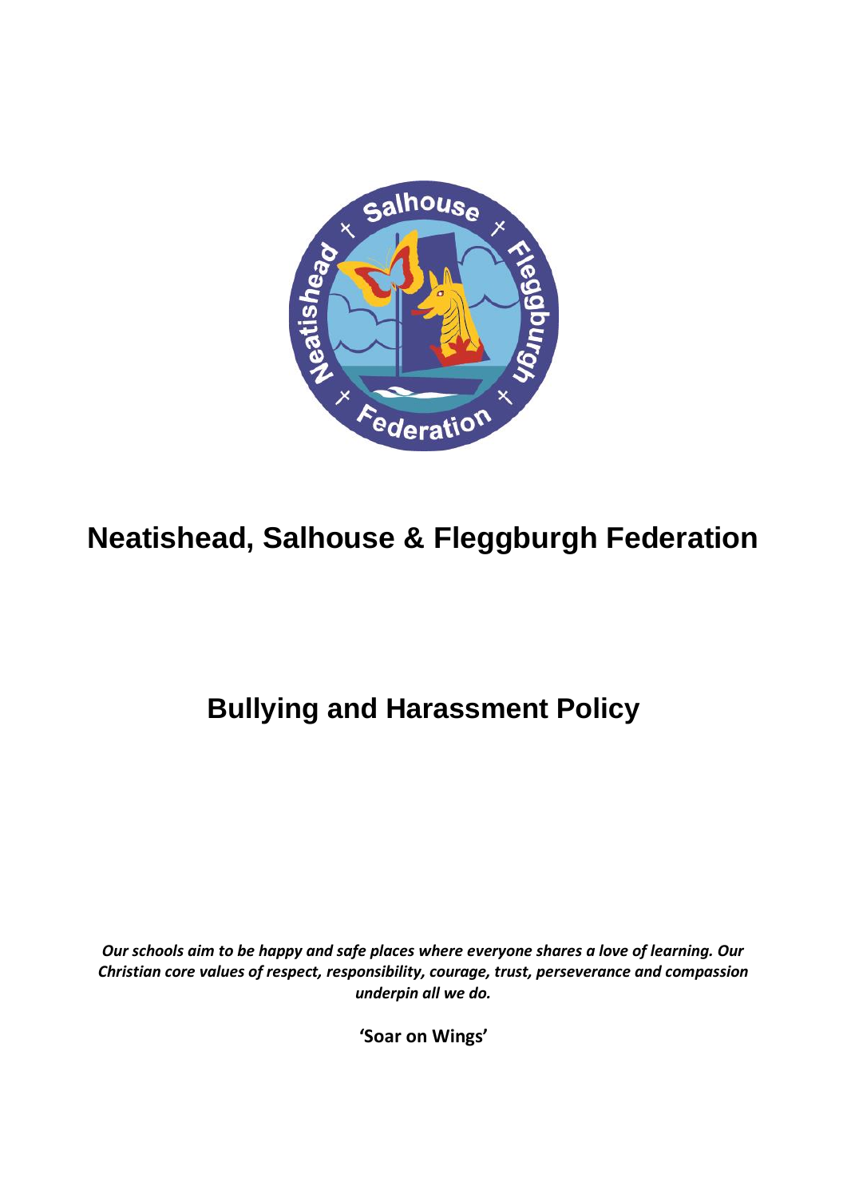# Neatishead, Salhouse & Fleggburgh Federation

## Bullying and Harassment Policy

***Our schools aim to be happy and safe places where everyone shares a love of learning. Our Christian core values of respect, responsibility, courage, trust, perseverance and compassion underpin all we do.***

**'Soar on Wings'**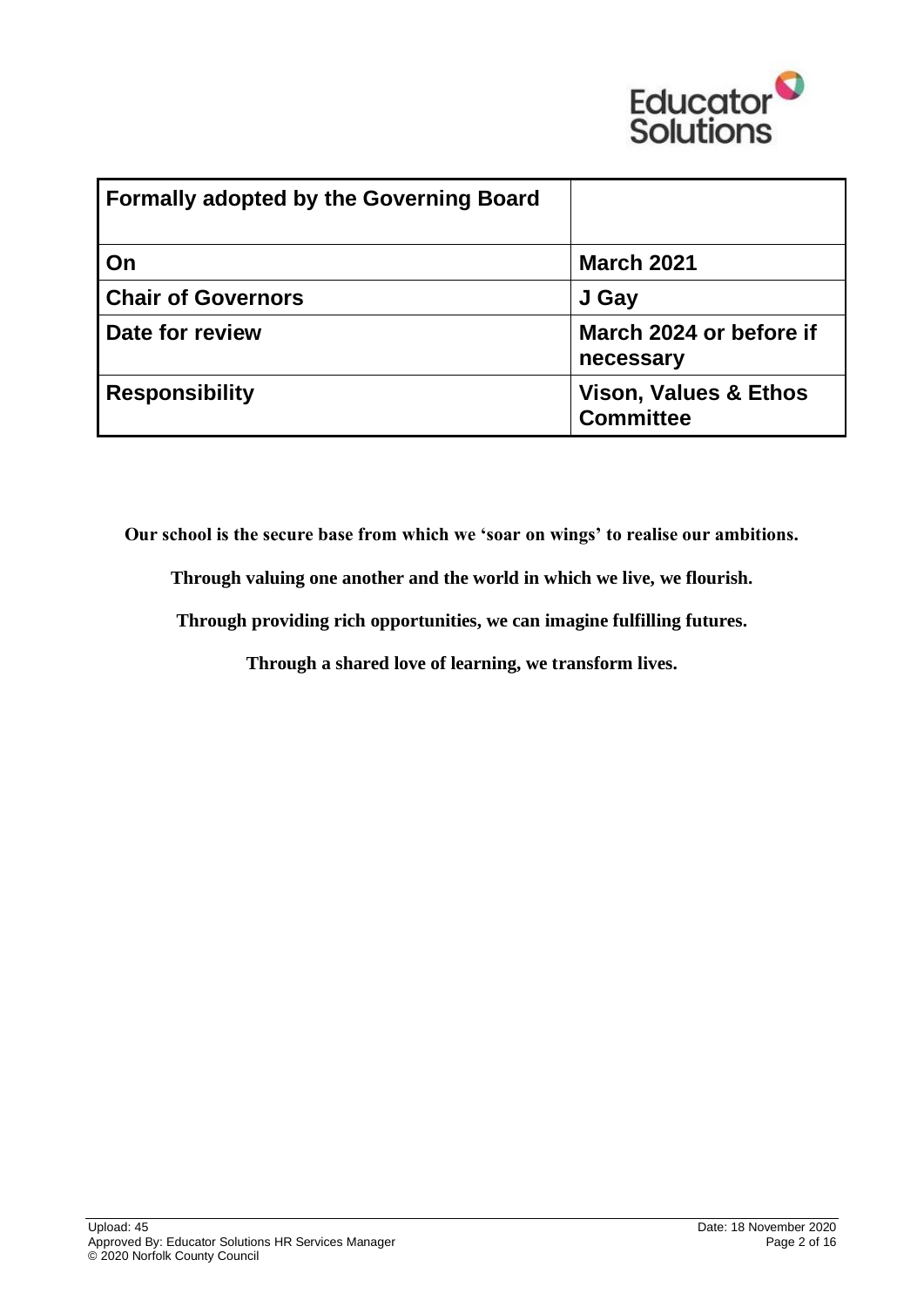| Formally adopted by the Governing Board | |
|---|---|
| On | March 2021 |
| Chair of Governors | J Gay |
| Date for review | March 2024 or before if necessary |
| Responsibility | Vison, Values & Ethos Committee |

**Our school is the secure base from which we 'soar on wings' to realise our ambitions.**

**Through valuing one another and the world in which we live, we flourish.**

**Through providing rich opportunities, we can imagine fulfilling futures.**

**Through a shared love of learning, we transform lives.**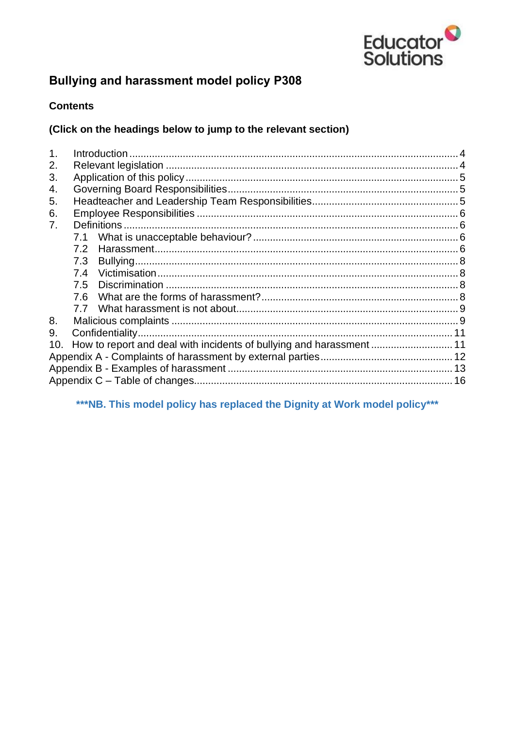# Bullying and harassment model policy P308

## Contents

**(Click on the headings below to jump to the relevant section)**

1. Introduction .......... 4
2. Relevant legislation .......... 4
3. Application of this policy .......... 5
4. Governing Board Responsibilities .......... 5
5. Headteacher and Leadership Team Responsibilities .......... 5
6. Employee Responsibilities .......... 6
7. Definitions .......... 6
   - 7.1 What is unacceptable behaviour? .......... 6
   - 7.2 Harassment .......... 6
   - 7.3 Bullying .......... 8
   - 7.4 Victimisation .......... 8
   - 7.5 Discrimination .......... 8
   - 7.6 What are the forms of harassment? .......... 8
   - 7.7 What harassment is not about .......... 9
8. Malicious complaints .......... 9
9. Confidentiality .......... 11
10. How to report and deal with incidents of bullying and harassment .......... 11

Appendix A - Complaints of harassment by external parties .......... 12
Appendix B - Examples of harassment .......... 13
Appendix C – Table of changes .......... 16

**\*\*\*NB. This model policy has replaced the Dignity at Work model policy\*\*\***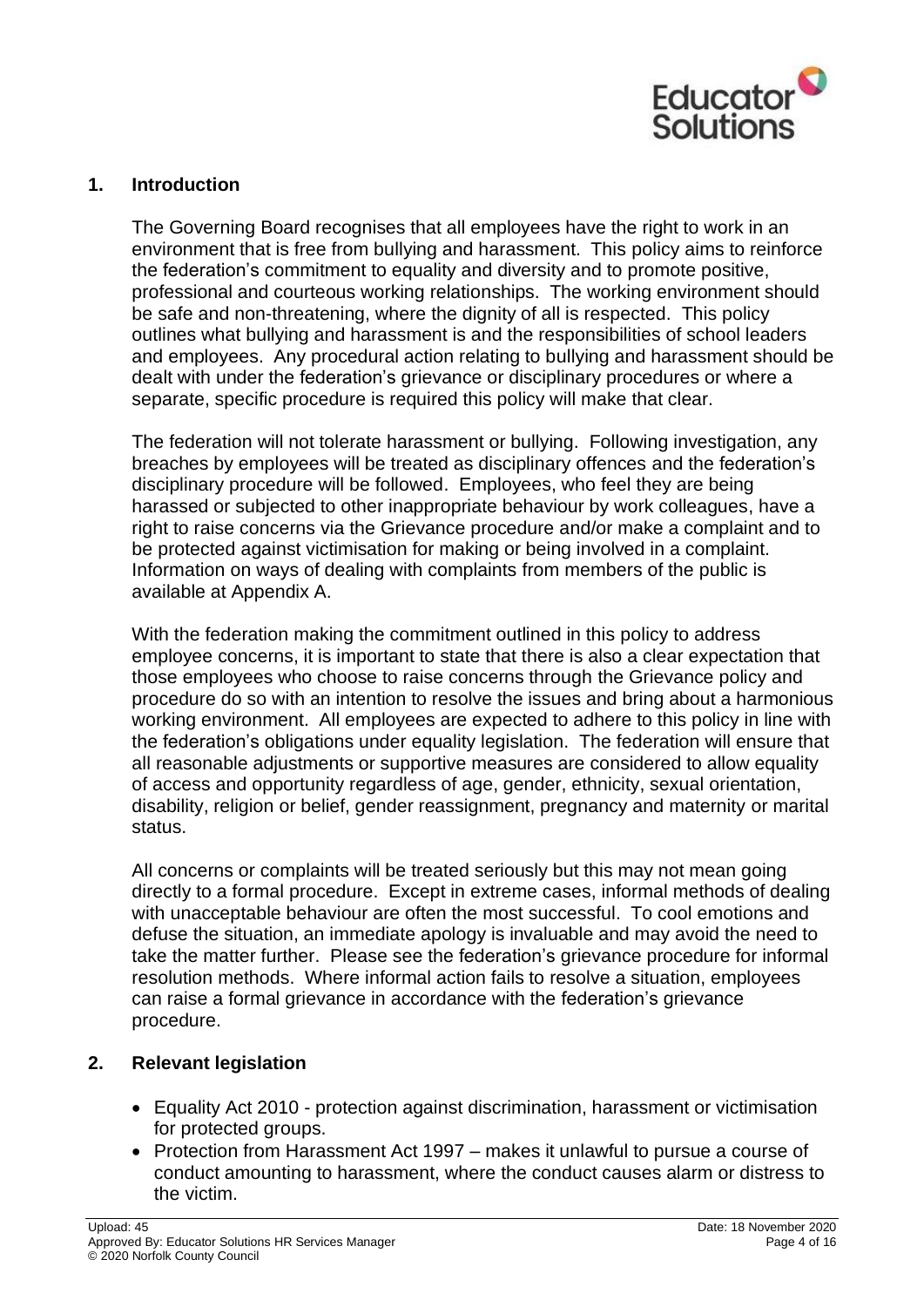## 1. Introduction

The Governing Board recognises that all employees have the right to work in an environment that is free from bullying and harassment. This policy aims to reinforce the federation's commitment to equality and diversity and to promote positive, professional and courteous working relationships. The working environment should be safe and non-threatening, where the dignity of all is respected. This policy outlines what bullying and harassment is and the responsibilities of school leaders and employees. Any procedural action relating to bullying and harassment should be dealt with under the federation's grievance or disciplinary procedures or where a separate, specific procedure is required this policy will make that clear.

The federation will not tolerate harassment or bullying. Following investigation, any breaches by employees will be treated as disciplinary offences and the federation's disciplinary procedure will be followed. Employees, who feel they are being harassed or subjected to other inappropriate behaviour by work colleagues, have a right to raise concerns via the Grievance procedure and/or make a complaint and to be protected against victimisation for making or being involved in a complaint. Information on ways of dealing with complaints from members of the public is available at Appendix A.

With the federation making the commitment outlined in this policy to address employee concerns, it is important to state that there is also a clear expectation that those employees who choose to raise concerns through the Grievance policy and procedure do so with an intention to resolve the issues and bring about a harmonious working environment. All employees are expected to adhere to this policy in line with the federation's obligations under equality legislation. The federation will ensure that all reasonable adjustments or supportive measures are considered to allow equality of access and opportunity regardless of age, gender, ethnicity, sexual orientation, disability, religion or belief, gender reassignment, pregnancy and maternity or marital status.

All concerns or complaints will be treated seriously but this may not mean going directly to a formal procedure. Except in extreme cases, informal methods of dealing with unacceptable behaviour are often the most successful. To cool emotions and defuse the situation, an immediate apology is invaluable and may avoid the need to take the matter further. Please see the federation's grievance procedure for informal resolution methods. Where informal action fails to resolve a situation, employees can raise a formal grievance in accordance with the federation's grievance procedure.

## 2. Relevant legislation

- Equality Act 2010 - protection against discrimination, harassment or victimisation for protected groups.
- Protection from Harassment Act 1997 – makes it unlawful to pursue a course of conduct amounting to harassment, where the conduct causes alarm or distress to the victim.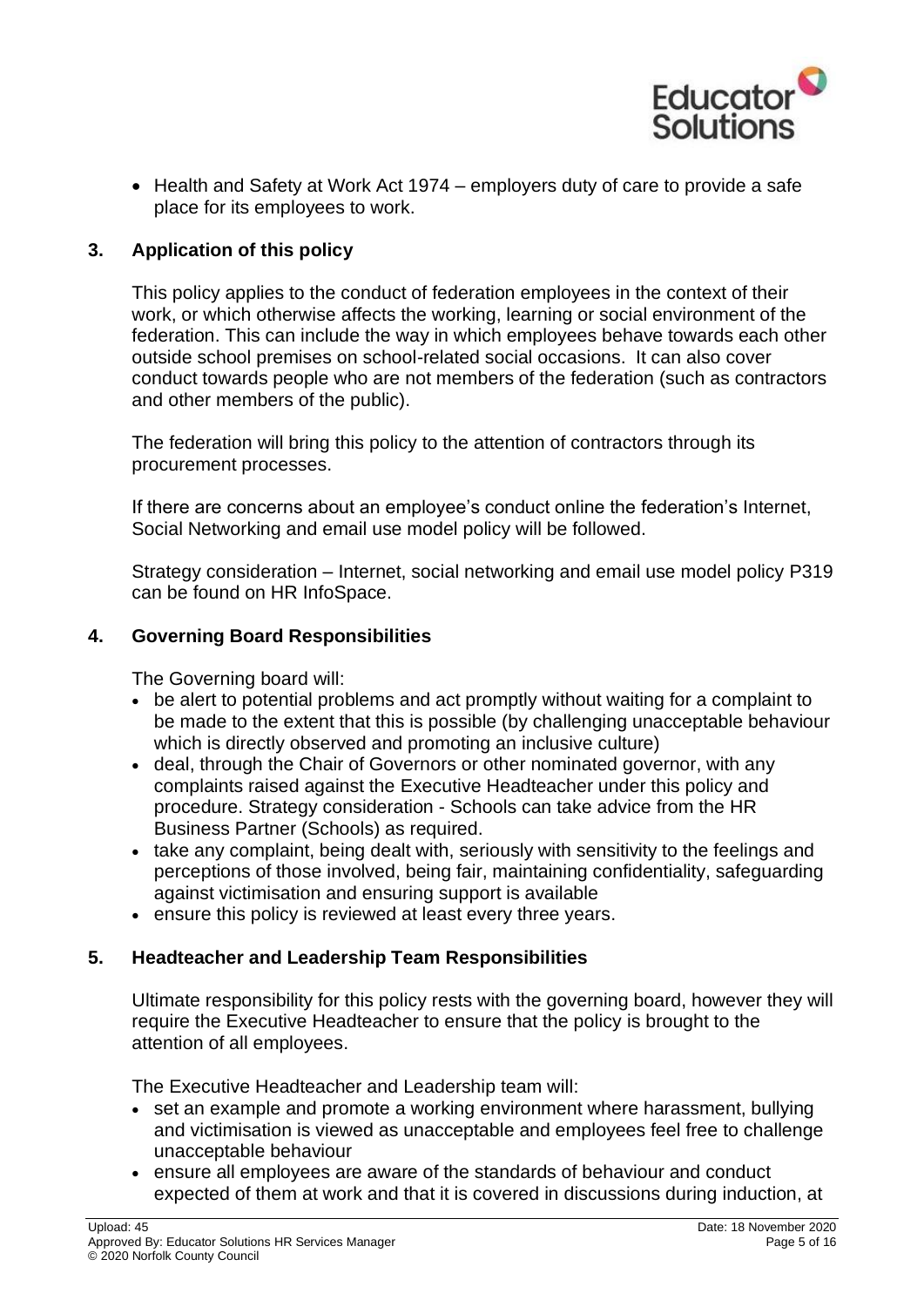- Health and Safety at Work Act 1974 – employers duty of care to provide a safe place for its employees to work.

## 3. Application of this policy

This policy applies to the conduct of federation employees in the context of their work, or which otherwise affects the working, learning or social environment of the federation. This can include the way in which employees behave towards each other outside school premises on school-related social occasions. It can also cover conduct towards people who are not members of the federation (such as contractors and other members of the public).

The federation will bring this policy to the attention of contractors through its procurement processes.

If there are concerns about an employee's conduct online the federation's Internet, Social Networking and email use model policy will be followed.

Strategy consideration – Internet, social networking and email use model policy P319 can be found on HR InfoSpace.

## 4. Governing Board Responsibilities

The Governing board will:

- be alert to potential problems and act promptly without waiting for a complaint to be made to the extent that this is possible (by challenging unacceptable behaviour which is directly observed and promoting an inclusive culture)
- deal, through the Chair of Governors or other nominated governor, with any complaints raised against the Executive Headteacher under this policy and procedure. Strategy consideration - Schools can take advice from the HR Business Partner (Schools) as required.
- take any complaint, being dealt with, seriously with sensitivity to the feelings and perceptions of those involved, being fair, maintaining confidentiality, safeguarding against victimisation and ensuring support is available
- ensure this policy is reviewed at least every three years.

## 5. Headteacher and Leadership Team Responsibilities

Ultimate responsibility for this policy rests with the governing board, however they will require the Executive Headteacher to ensure that the policy is brought to the attention of all employees.

The Executive Headteacher and Leadership team will:

- set an example and promote a working environment where harassment, bullying and victimisation is viewed as unacceptable and employees feel free to challenge unacceptable behaviour
- ensure all employees are aware of the standards of behaviour and conduct expected of them at work and that it is covered in discussions during induction, at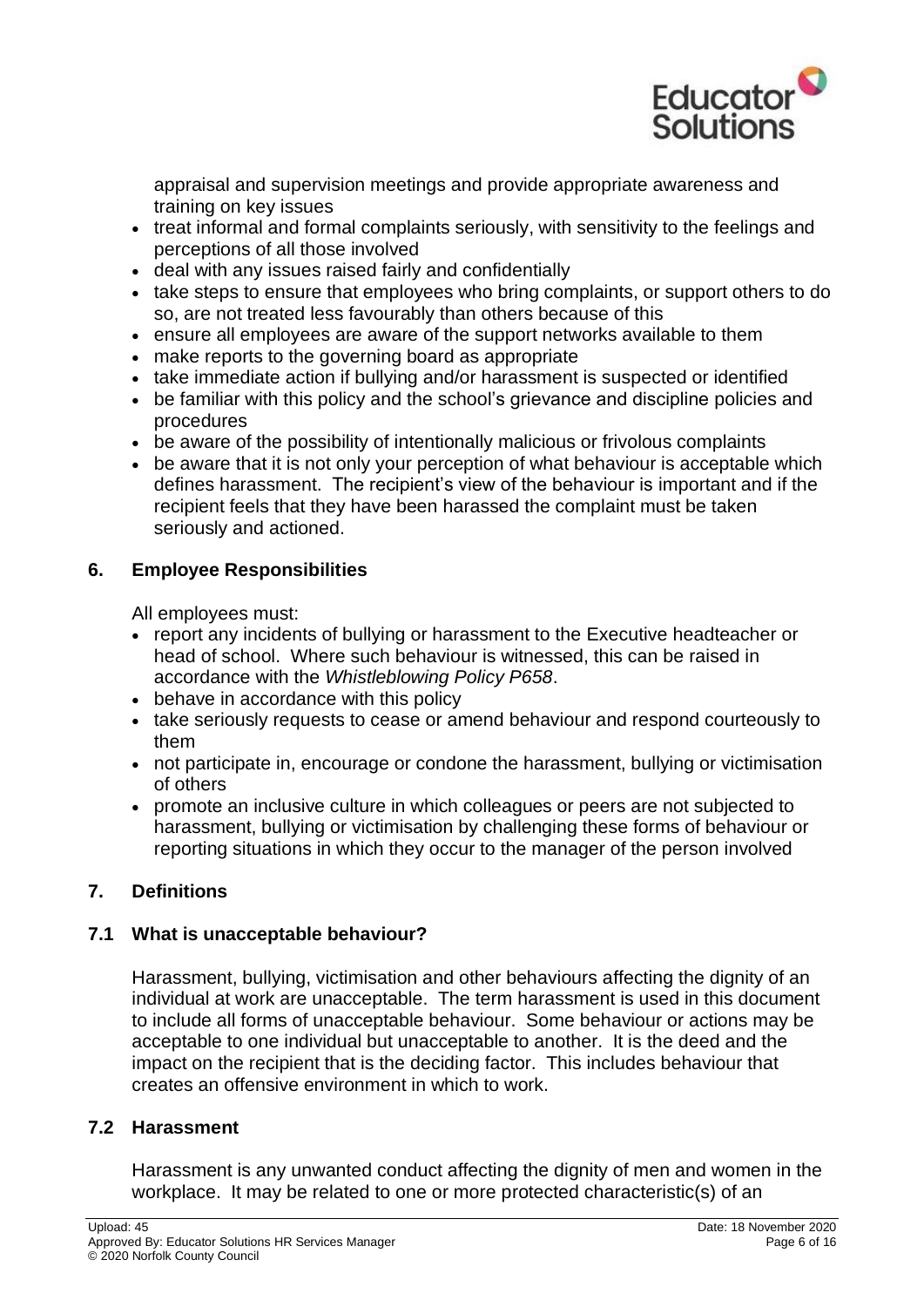appraisal and supervision meetings and provide appropriate awareness and training on key issues

- treat informal and formal complaints seriously, with sensitivity to the feelings and perceptions of all those involved
- deal with any issues raised fairly and confidentially
- take steps to ensure that employees who bring complaints, or support others to do so, are not treated less favourably than others because of this
- ensure all employees are aware of the support networks available to them
- make reports to the governing board as appropriate
- take immediate action if bullying and/or harassment is suspected or identified
- be familiar with this policy and the school's grievance and discipline policies and procedures
- be aware of the possibility of intentionally malicious or frivolous complaints
- be aware that it is not only your perception of what behaviour is acceptable which defines harassment. The recipient's view of the behaviour is important and if the recipient feels that they have been harassed the complaint must be taken seriously and actioned.

## 6. Employee Responsibilities

All employees must:

- report any incidents of bullying or harassment to the Executive headteacher or head of school. Where such behaviour is witnessed, this can be raised in accordance with the *Whistleblowing Policy P658*.
- behave in accordance with this policy
- take seriously requests to cease or amend behaviour and respond courteously to them
- not participate in, encourage or condone the harassment, bullying or victimisation of others
- promote an inclusive culture in which colleagues or peers are not subjected to harassment, bullying or victimisation by challenging these forms of behaviour or reporting situations in which they occur to the manager of the person involved

## 7. Definitions

### 7.1 What is unacceptable behaviour?

Harassment, bullying, victimisation and other behaviours affecting the dignity of an individual at work are unacceptable. The term harassment is used in this document to include all forms of unacceptable behaviour. Some behaviour or actions may be acceptable to one individual but unacceptable to another. It is the deed and the impact on the recipient that is the deciding factor. This includes behaviour that creates an offensive environment in which to work.

### 7.2 Harassment

Harassment is any unwanted conduct affecting the dignity of men and women in the workplace. It may be related to one or more protected characteristic(s) of an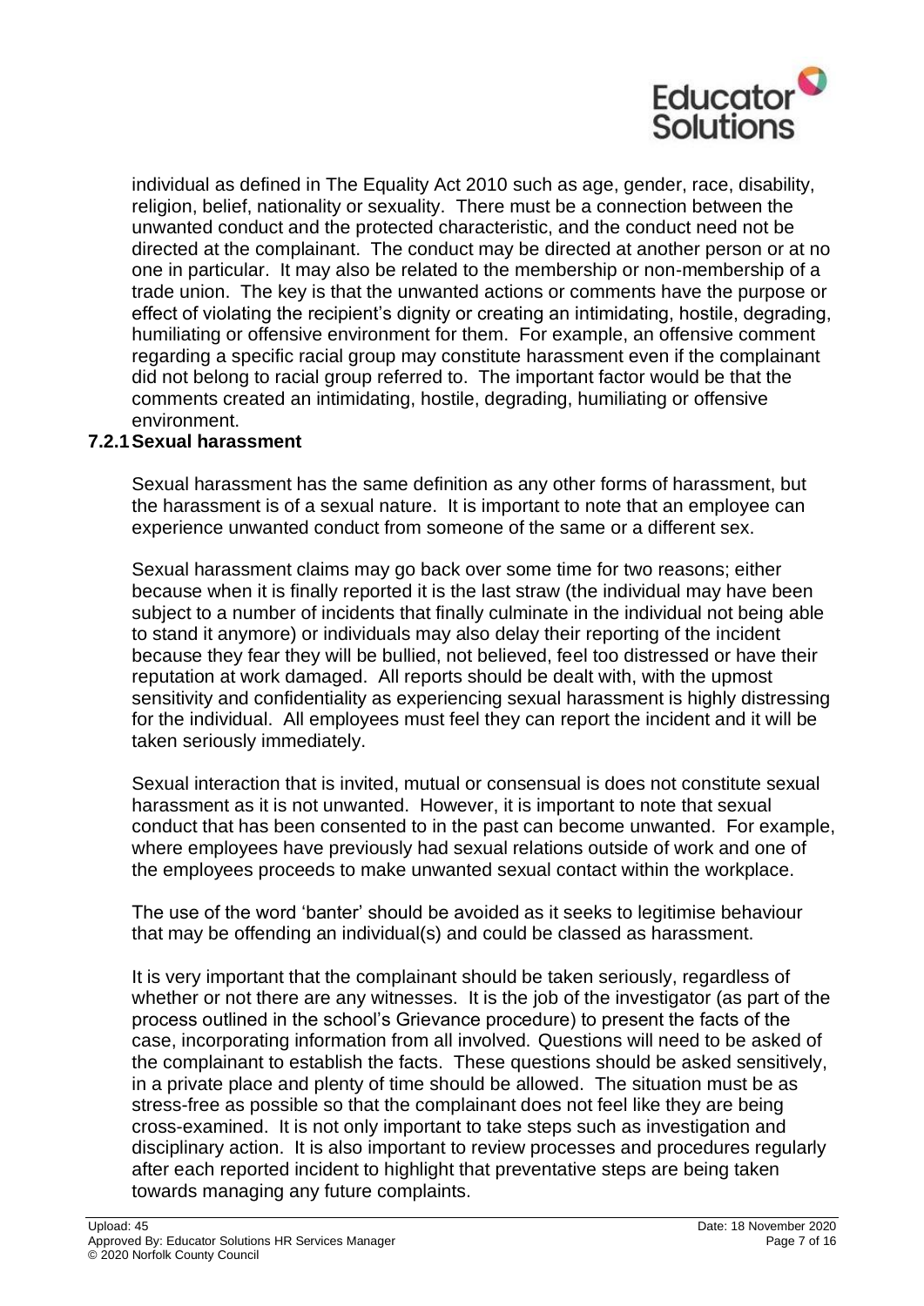individual as defined in The Equality Act 2010 such as age, gender, race, disability, religion, belief, nationality or sexuality. There must be a connection between the unwanted conduct and the protected characteristic, and the conduct need not be directed at the complainant. The conduct may be directed at another person or at no one in particular. It may also be related to the membership or non-membership of a trade union. The key is that the unwanted actions or comments have the purpose or effect of violating the recipient's dignity or creating an intimidating, hostile, degrading, humiliating or offensive environment for them. For example, an offensive comment regarding a specific racial group may constitute harassment even if the complainant did not belong to racial group referred to. The important factor would be that the comments created an intimidating, hostile, degrading, humiliating or offensive environment.

#### 7.2.1 Sexual harassment

Sexual harassment has the same definition as any other forms of harassment, but the harassment is of a sexual nature. It is important to note that an employee can experience unwanted conduct from someone of the same or a different sex.

Sexual harassment claims may go back over some time for two reasons; either because when it is finally reported it is the last straw (the individual may have been subject to a number of incidents that finally culminate in the individual not being able to stand it anymore) or individuals may also delay their reporting of the incident because they fear they will be bullied, not believed, feel too distressed or have their reputation at work damaged. All reports should be dealt with, with the upmost sensitivity and confidentiality as experiencing sexual harassment is highly distressing for the individual. All employees must feel they can report the incident and it will be taken seriously immediately.

Sexual interaction that is invited, mutual or consensual is does not constitute sexual harassment as it is not unwanted. However, it is important to note that sexual conduct that has been consented to in the past can become unwanted. For example, where employees have previously had sexual relations outside of work and one of the employees proceeds to make unwanted sexual contact within the workplace.

The use of the word 'banter' should be avoided as it seeks to legitimise behaviour that may be offending an individual(s) and could be classed as harassment.

It is very important that the complainant should be taken seriously, regardless of whether or not there are any witnesses. It is the job of the investigator (as part of the process outlined in the school's Grievance procedure) to present the facts of the case, incorporating information from all involved. Questions will need to be asked of the complainant to establish the facts. These questions should be asked sensitively, in a private place and plenty of time should be allowed. The situation must be as stress-free as possible so that the complainant does not feel like they are being cross-examined. It is not only important to take steps such as investigation and disciplinary action. It is also important to review processes and procedures regularly after each reported incident to highlight that preventative steps are being taken towards managing any future complaints.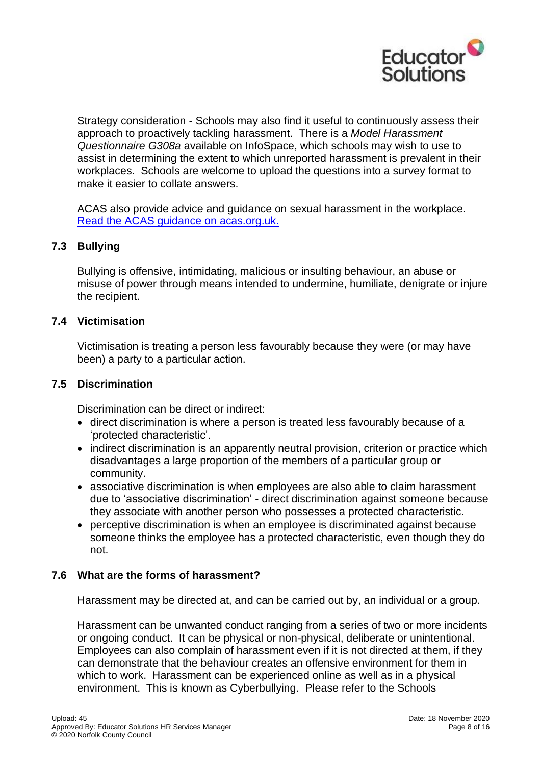Strategy consideration - Schools may also find it useful to continuously assess their approach to proactively tackling harassment. There is a *Model Harassment Questionnaire G308a* available on InfoSpace, which schools may wish to use to assist in determining the extent to which unreported harassment is prevalent in their workplaces. Schools are welcome to upload the questions into a survey format to make it easier to collate answers.

ACAS also provide advice and guidance on sexual harassment in the workplace. [Read the ACAS guidance on acas.org.uk.](https://www.acas.org.uk)

### 7.3 Bullying

Bullying is offensive, intimidating, malicious or insulting behaviour, an abuse or misuse of power through means intended to undermine, humiliate, denigrate or injure the recipient.

### 7.4 Victimisation

Victimisation is treating a person less favourably because they were (or may have been) a party to a particular action.

### 7.5 Discrimination

Discrimination can be direct or indirect:

- direct discrimination is where a person is treated less favourably because of a 'protected characteristic'.
- indirect discrimination is an apparently neutral provision, criterion or practice which disadvantages a large proportion of the members of a particular group or community.
- associative discrimination is when employees are also able to claim harassment due to 'associative discrimination' - direct discrimination against someone because they associate with another person who possesses a protected characteristic.
- perceptive discrimination is when an employee is discriminated against because someone thinks the employee has a protected characteristic, even though they do not.

### 7.6 What are the forms of harassment?

Harassment may be directed at, and can be carried out by, an individual or a group.

Harassment can be unwanted conduct ranging from a series of two or more incidents or ongoing conduct. It can be physical or non-physical, deliberate or unintentional. Employees can also complain of harassment even if it is not directed at them, if they can demonstrate that the behaviour creates an offensive environment for them in which to work. Harassment can be experienced online as well as in a physical environment. This is known as Cyberbullying. Please refer to the Schools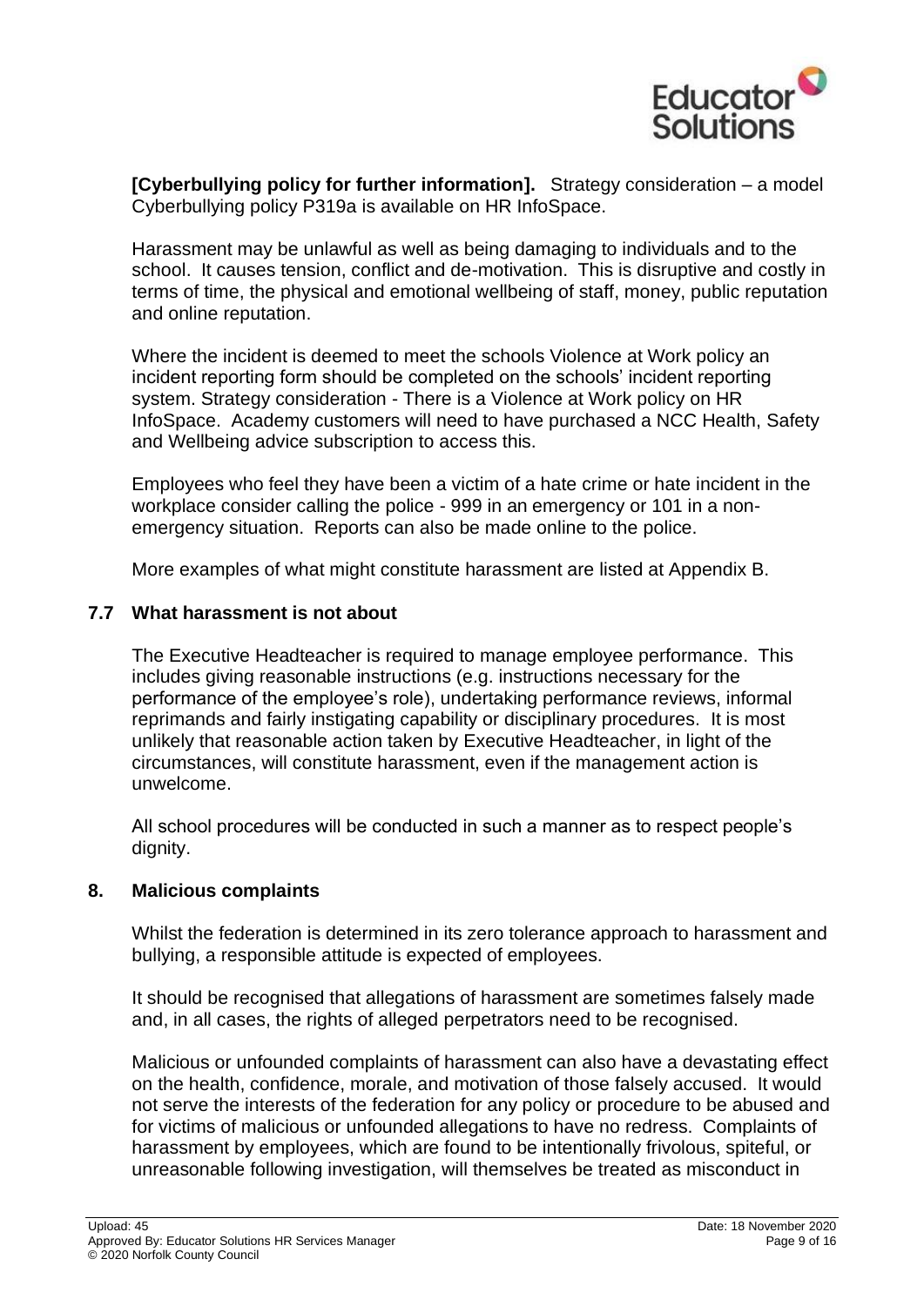**[Cyberbullying policy for further information].** Strategy consideration – a model Cyberbullying policy P319a is available on HR InfoSpace.

Harassment may be unlawful as well as being damaging to individuals and to the school. It causes tension, conflict and de-motivation. This is disruptive and costly in terms of time, the physical and emotional wellbeing of staff, money, public reputation and online reputation.

Where the incident is deemed to meet the schools Violence at Work policy an incident reporting form should be completed on the schools' incident reporting system. Strategy consideration - There is a Violence at Work policy on HR InfoSpace. Academy customers will need to have purchased a NCC Health, Safety and Wellbeing advice subscription to access this.

Employees who feel they have been a victim of a hate crime or hate incident in the workplace consider calling the police - 999 in an emergency or 101 in a non-emergency situation. Reports can also be made online to the police.

More examples of what might constitute harassment are listed at Appendix B.

### 7.7 What harassment is not about

The Executive Headteacher is required to manage employee performance. This includes giving reasonable instructions (e.g. instructions necessary for the performance of the employee's role), undertaking performance reviews, informal reprimands and fairly instigating capability or disciplinary procedures. It is most unlikely that reasonable action taken by Executive Headteacher, in light of the circumstances, will constitute harassment, even if the management action is unwelcome.

All school procedures will be conducted in such a manner as to respect people's dignity.

## 8. Malicious complaints

Whilst the federation is determined in its zero tolerance approach to harassment and bullying, a responsible attitude is expected of employees.

It should be recognised that allegations of harassment are sometimes falsely made and, in all cases, the rights of alleged perpetrators need to be recognised.

Malicious or unfounded complaints of harassment can also have a devastating effect on the health, confidence, morale, and motivation of those falsely accused. It would not serve the interests of the federation for any policy or procedure to be abused and for victims of malicious or unfounded allegations to have no redress. Complaints of harassment by employees, which are found to be intentionally frivolous, spiteful, or unreasonable following investigation, will themselves be treated as misconduct in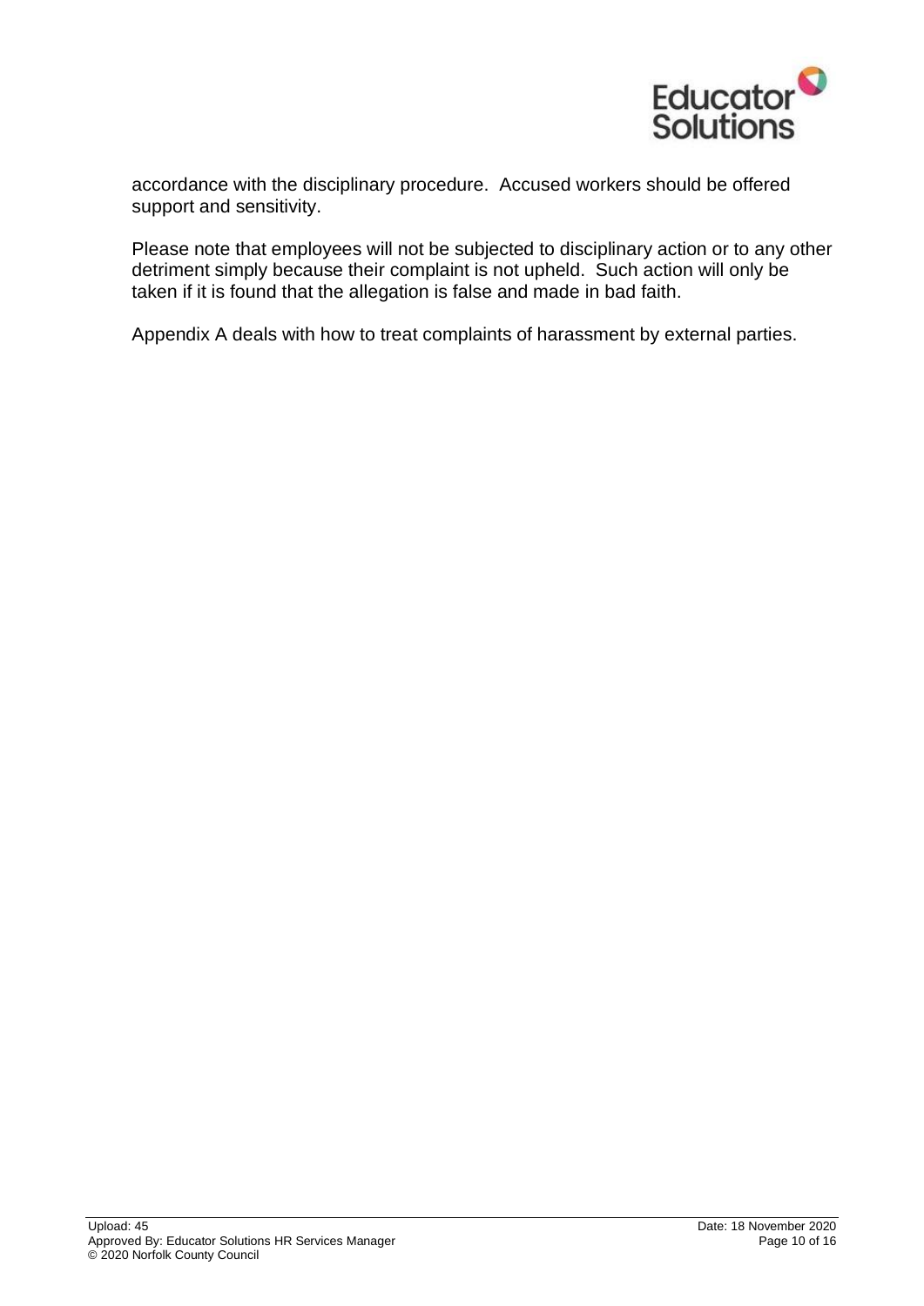accordance with the disciplinary procedure. Accused workers should be offered support and sensitivity.

Please note that employees will not be subjected to disciplinary action or to any other detriment simply because their complaint is not upheld. Such action will only be taken if it is found that the allegation is false and made in bad faith.

Appendix A deals with how to treat complaints of harassment by external parties.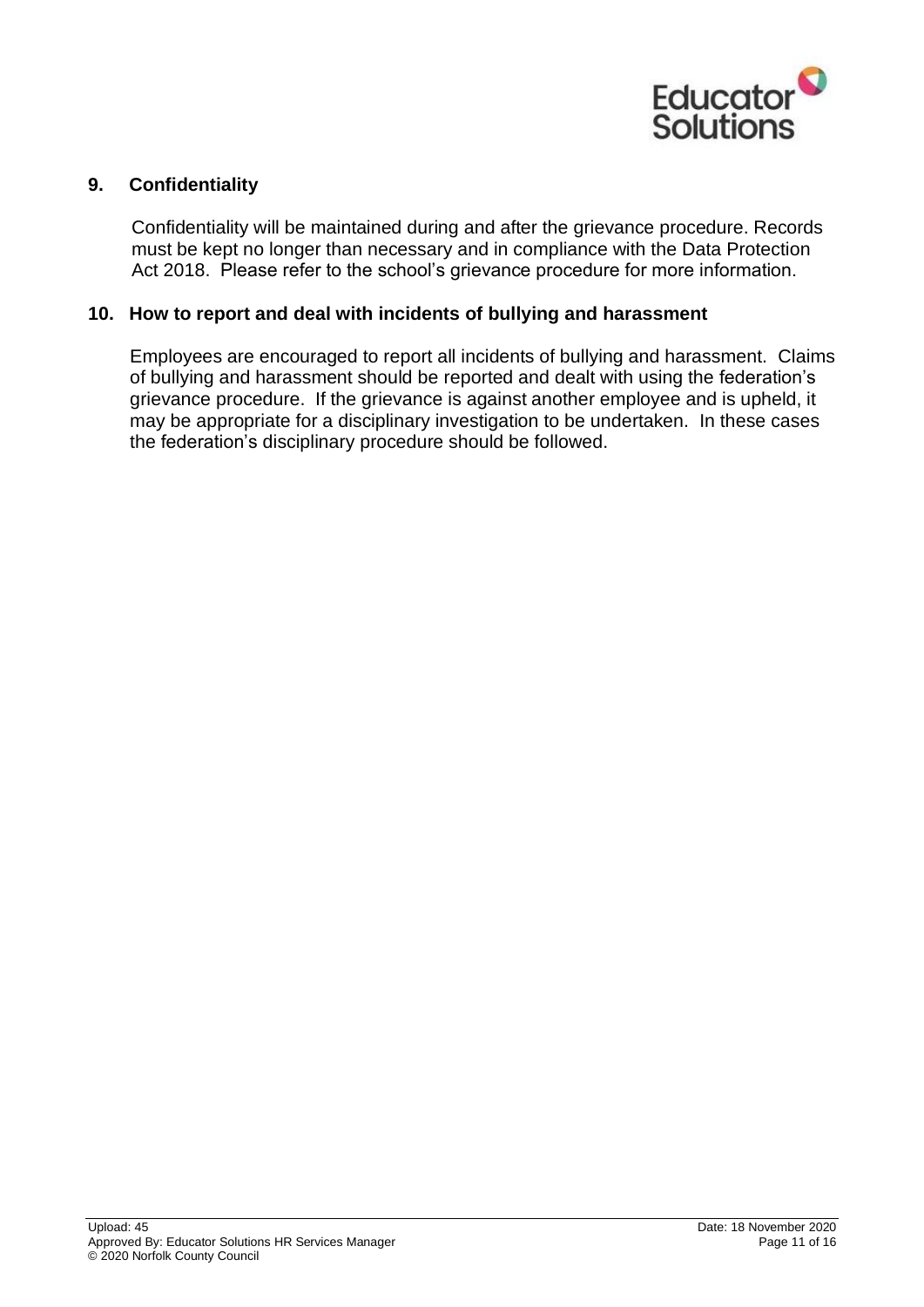## 9. Confidentiality

Confidentiality will be maintained during and after the grievance procedure. Records must be kept no longer than necessary and in compliance with the Data Protection Act 2018. Please refer to the school's grievance procedure for more information.

## 10. How to report and deal with incidents of bullying and harassment

Employees are encouraged to report all incidents of bullying and harassment. Claims of bullying and harassment should be reported and dealt with using the federation's grievance procedure. If the grievance is against another employee and is upheld, it may be appropriate for a disciplinary investigation to be undertaken. In these cases the federation's disciplinary procedure should be followed.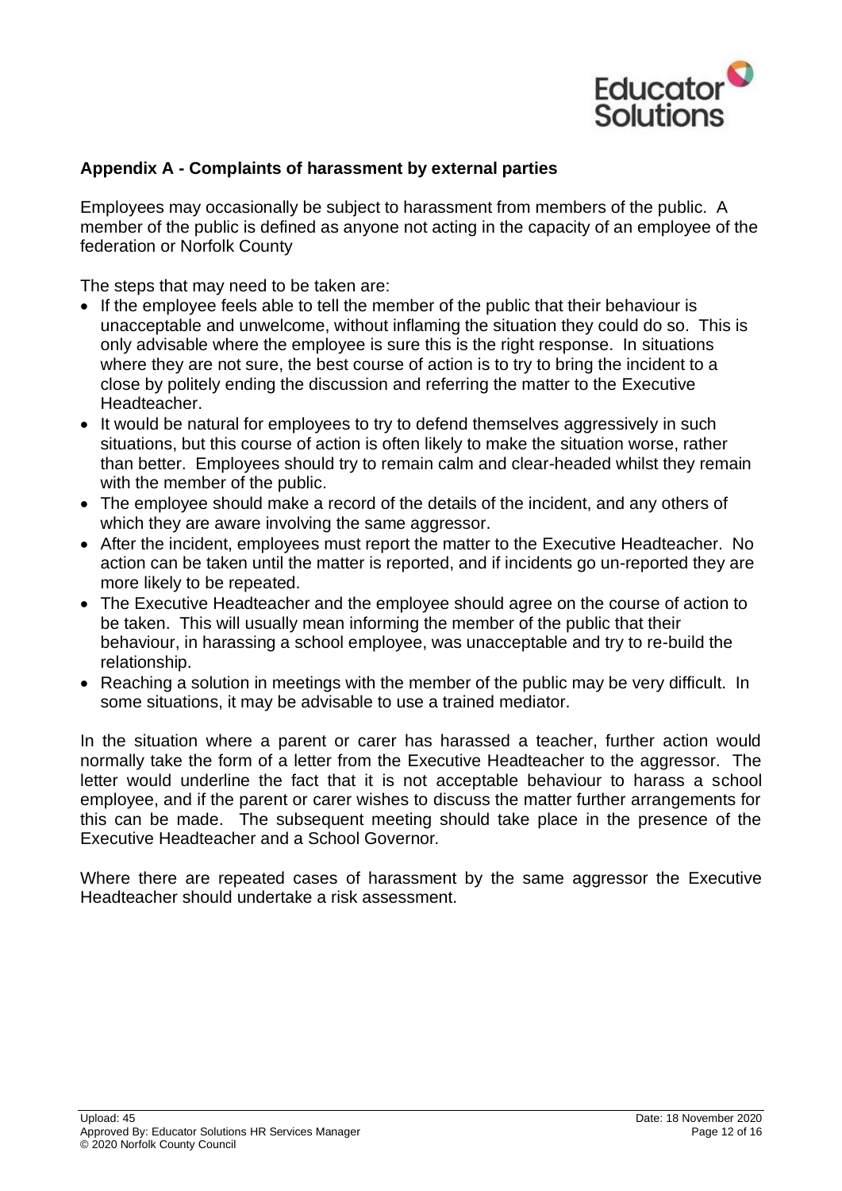## Appendix A - Complaints of harassment by external parties

Employees may occasionally be subject to harassment from members of the public. A member of the public is defined as anyone not acting in the capacity of an employee of the federation or Norfolk County

The steps that may need to be taken are:

- If the employee feels able to tell the member of the public that their behaviour is unacceptable and unwelcome, without inflaming the situation they could do so. This is only advisable where the employee is sure this is the right response. In situations where they are not sure, the best course of action is to try to bring the incident to a close by politely ending the discussion and referring the matter to the Executive Headteacher.
- It would be natural for employees to try to defend themselves aggressively in such situations, but this course of action is often likely to make the situation worse, rather than better. Employees should try to remain calm and clear-headed whilst they remain with the member of the public.
- The employee should make a record of the details of the incident, and any others of which they are aware involving the same aggressor.
- After the incident, employees must report the matter to the Executive Headteacher. No action can be taken until the matter is reported, and if incidents go un-reported they are more likely to be repeated.
- The Executive Headteacher and the employee should agree on the course of action to be taken. This will usually mean informing the member of the public that their behaviour, in harassing a school employee, was unacceptable and try to re-build the relationship.
- Reaching a solution in meetings with the member of the public may be very difficult. In some situations, it may be advisable to use a trained mediator.

In the situation where a parent or carer has harassed a teacher, further action would normally take the form of a letter from the Executive Headteacher to the aggressor. The letter would underline the fact that it is not acceptable behaviour to harass a school employee, and if the parent or carer wishes to discuss the matter further arrangements for this can be made. The subsequent meeting should take place in the presence of the Executive Headteacher and a School Governor*.*

Where there are repeated cases of harassment by the same aggressor the Executive Headteacher should undertake a risk assessment.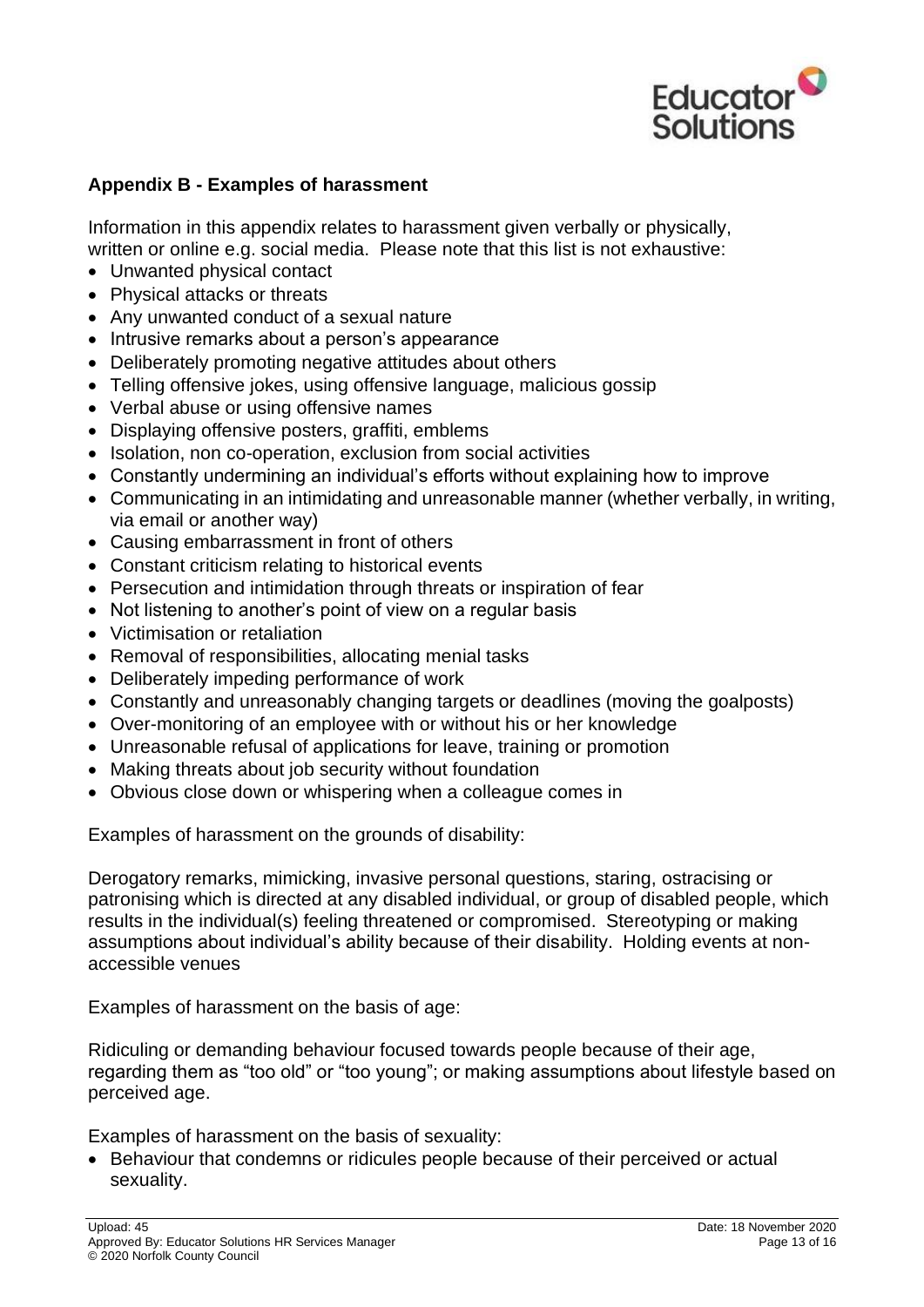### Appendix B - Examples of harassment

Information in this appendix relates to harassment given verbally or physically, written or online e.g. social media. Please note that this list is not exhaustive:

- Unwanted physical contact
- Physical attacks or threats
- Any unwanted conduct of a sexual nature
- Intrusive remarks about a person's appearance
- Deliberately promoting negative attitudes about others
- Telling offensive jokes, using offensive language, malicious gossip
- Verbal abuse or using offensive names
- Displaying offensive posters, graffiti, emblems
- Isolation, non co-operation, exclusion from social activities
- Constantly undermining an individual's efforts without explaining how to improve
- Communicating in an intimidating and unreasonable manner (whether verbally, in writing, via email or another way)
- Causing embarrassment in front of others
- Constant criticism relating to historical events
- Persecution and intimidation through threats or inspiration of fear
- Not listening to another's point of view on a regular basis
- Victimisation or retaliation
- Removal of responsibilities, allocating menial tasks
- Deliberately impeding performance of work
- Constantly and unreasonably changing targets or deadlines (moving the goalposts)
- Over-monitoring of an employee with or without his or her knowledge
- Unreasonable refusal of applications for leave, training or promotion
- Making threats about job security without foundation
- Obvious close down or whispering when a colleague comes in

Examples of harassment on the grounds of disability:

Derogatory remarks, mimicking, invasive personal questions, staring, ostracising or patronising which is directed at any disabled individual, or group of disabled people, which results in the individual(s) feeling threatened or compromised. Stereotyping or making assumptions about individual's ability because of their disability. Holding events at non-accessible venues

Examples of harassment on the basis of age:

Ridiculing or demanding behaviour focused towards people because of their age, regarding them as "too old" or "too young"; or making assumptions about lifestyle based on perceived age.

Examples of harassment on the basis of sexuality:

- Behaviour that condemns or ridicules people because of their perceived or actual sexuality.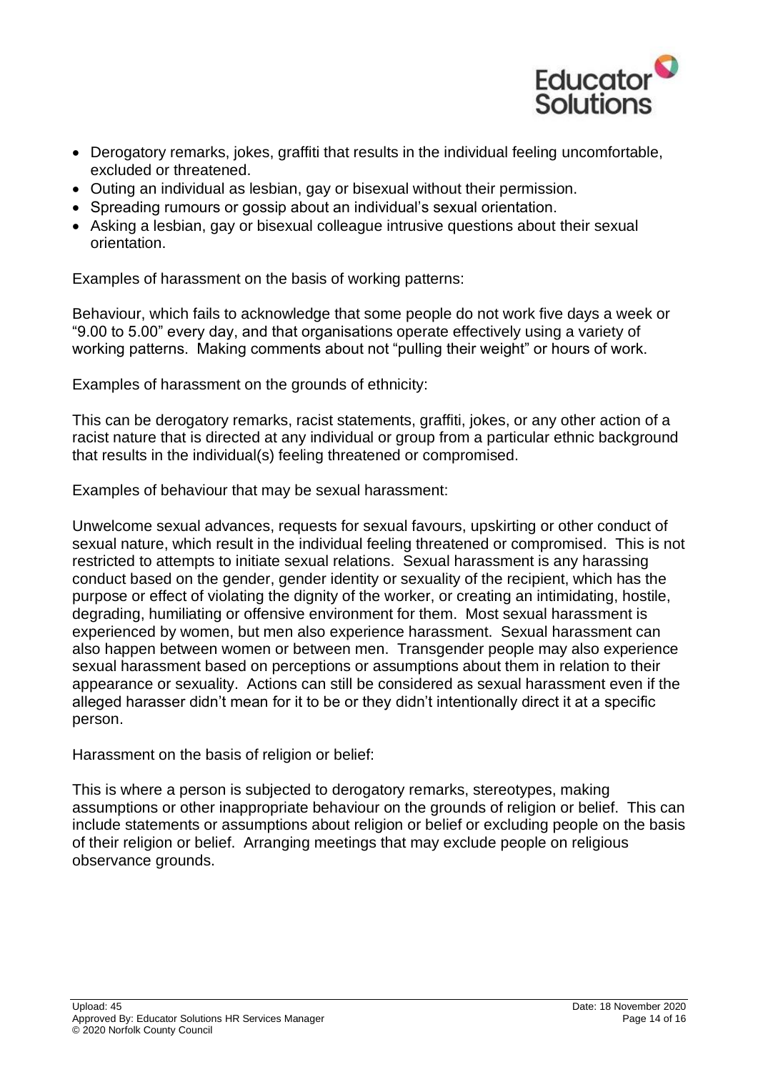- Derogatory remarks, jokes, graffiti that results in the individual feeling uncomfortable, excluded or threatened.
- Outing an individual as lesbian, gay or bisexual without their permission.
- Spreading rumours or gossip about an individual's sexual orientation.
- Asking a lesbian, gay or bisexual colleague intrusive questions about their sexual orientation.

Examples of harassment on the basis of working patterns:

Behaviour, which fails to acknowledge that some people do not work five days a week or "9.00 to 5.00" every day, and that organisations operate effectively using a variety of working patterns. Making comments about not "pulling their weight" or hours of work.

Examples of harassment on the grounds of ethnicity:

This can be derogatory remarks, racist statements, graffiti, jokes, or any other action of a racist nature that is directed at any individual or group from a particular ethnic background that results in the individual(s) feeling threatened or compromised.

Examples of behaviour that may be sexual harassment:

Unwelcome sexual advances, requests for sexual favours, upskirting or other conduct of sexual nature, which result in the individual feeling threatened or compromised. This is not restricted to attempts to initiate sexual relations. Sexual harassment is any harassing conduct based on the gender, gender identity or sexuality of the recipient, which has the purpose or effect of violating the dignity of the worker, or creating an intimidating, hostile, degrading, humiliating or offensive environment for them. Most sexual harassment is experienced by women, but men also experience harassment. Sexual harassment can also happen between women or between men. Transgender people may also experience sexual harassment based on perceptions or assumptions about them in relation to their appearance or sexuality. Actions can still be considered as sexual harassment even if the alleged harasser didn't mean for it to be or they didn't intentionally direct it at a specific person.

Harassment on the basis of religion or belief:

This is where a person is subjected to derogatory remarks, stereotypes, making assumptions or other inappropriate behaviour on the grounds of religion or belief. This can include statements or assumptions about religion or belief or excluding people on the basis of their religion or belief. Arranging meetings that may exclude people on religious observance grounds.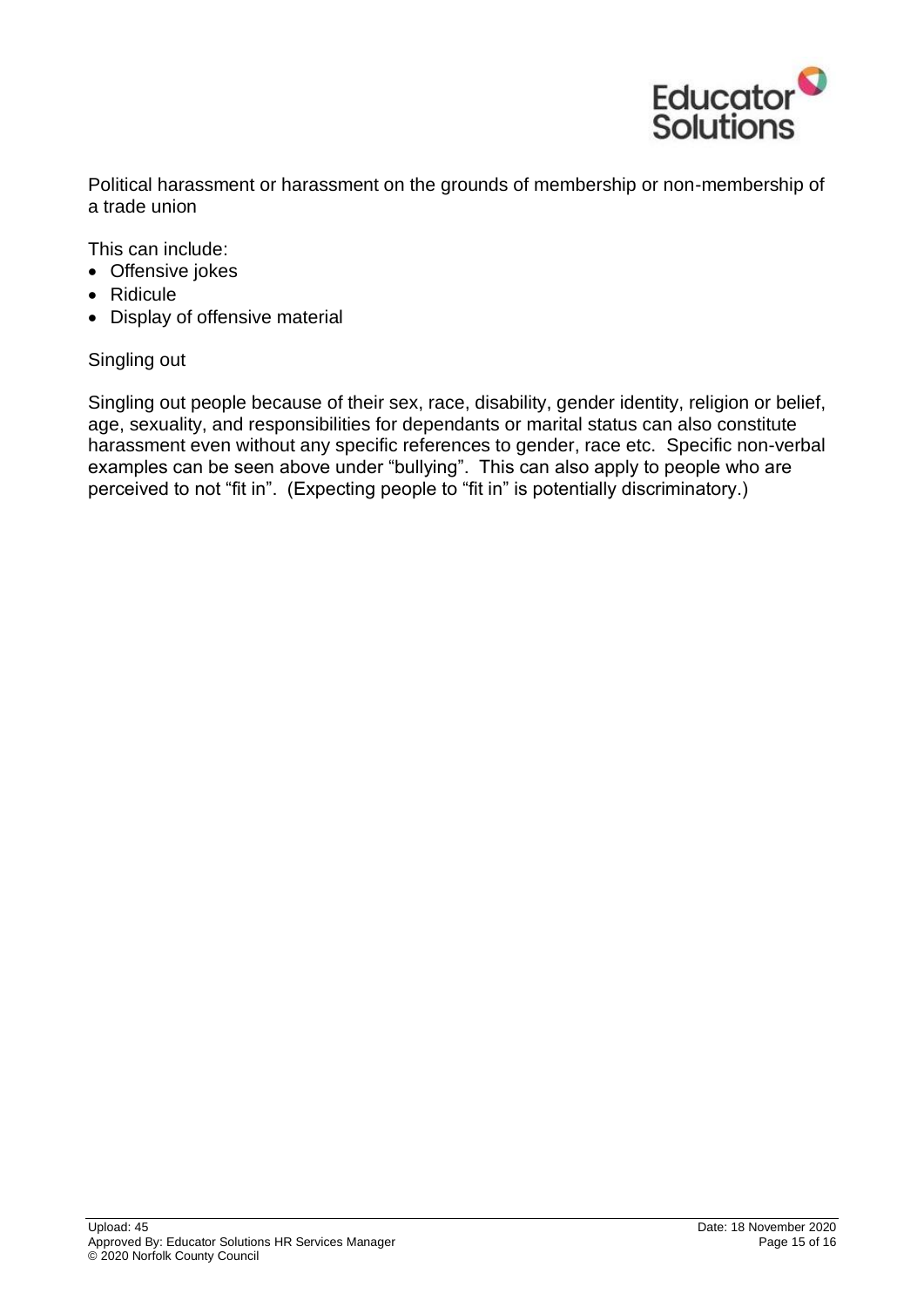Political harassment or harassment on the grounds of membership or non-membership of a trade union

This can include:

- Offensive jokes
- Ridicule
- Display of offensive material

Singling out

Singling out people because of their sex, race, disability, gender identity, religion or belief, age, sexuality, and responsibilities for dependants or marital status can also constitute harassment even without any specific references to gender, race etc. Specific non-verbal examples can be seen above under "bullying". This can also apply to people who are perceived to not "fit in". (Expecting people to "fit in" is potentially discriminatory.)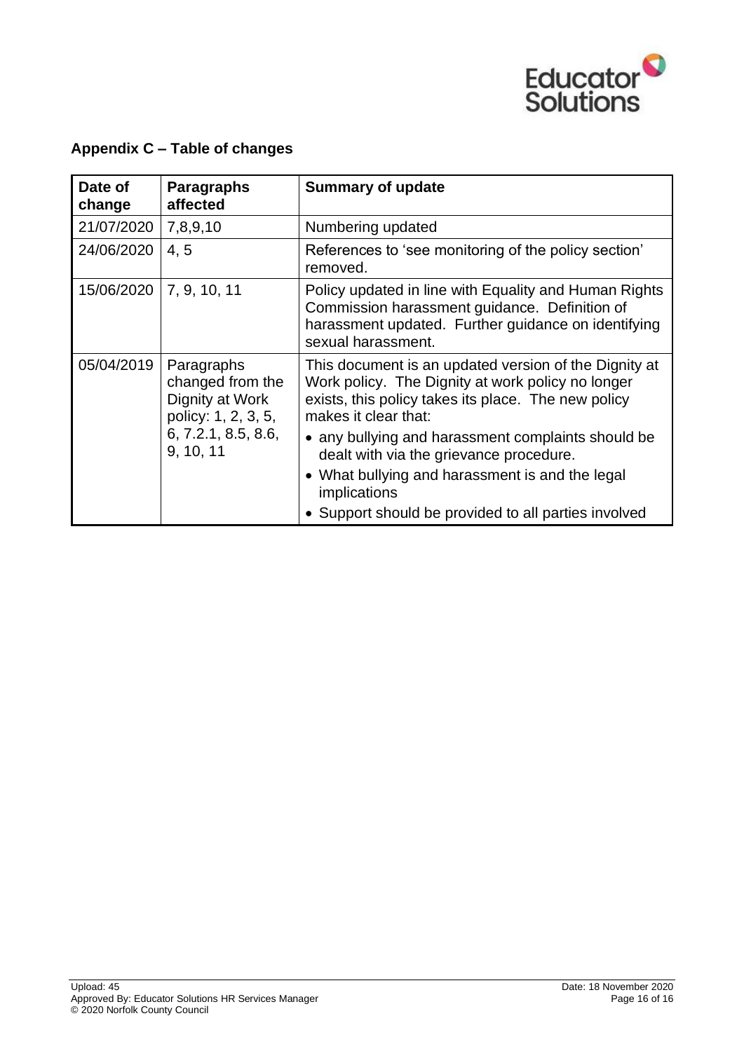## Appendix C – Table of changes

| Date of change | Paragraphs affected | Summary of update |
|---|---|---|
| 21/07/2020 | 7,8,9,10 | Numbering updated |
| 24/06/2020 | 4, 5 | References to 'see monitoring of the policy section' removed. |
| 15/06/2020 | 7, 9, 10, 11 | Policy updated in line with Equality and Human Rights Commission harassment guidance. Definition of harassment updated. Further guidance on identifying sexual harassment. |
| 05/04/2019 | Paragraphs changed from the Dignity at Work policy: 1, 2, 3, 5, 6, 7.2.1, 8.5, 8.6, 9, 10, 11 | This document is an updated version of the Dignity at Work policy. The Dignity at work policy no longer exists, this policy takes its place. The new policy makes it clear that: • any bullying and harassment complaints should be dealt with via the grievance procedure. • What bullying and harassment is and the legal implications • Support should be provided to all parties involved |